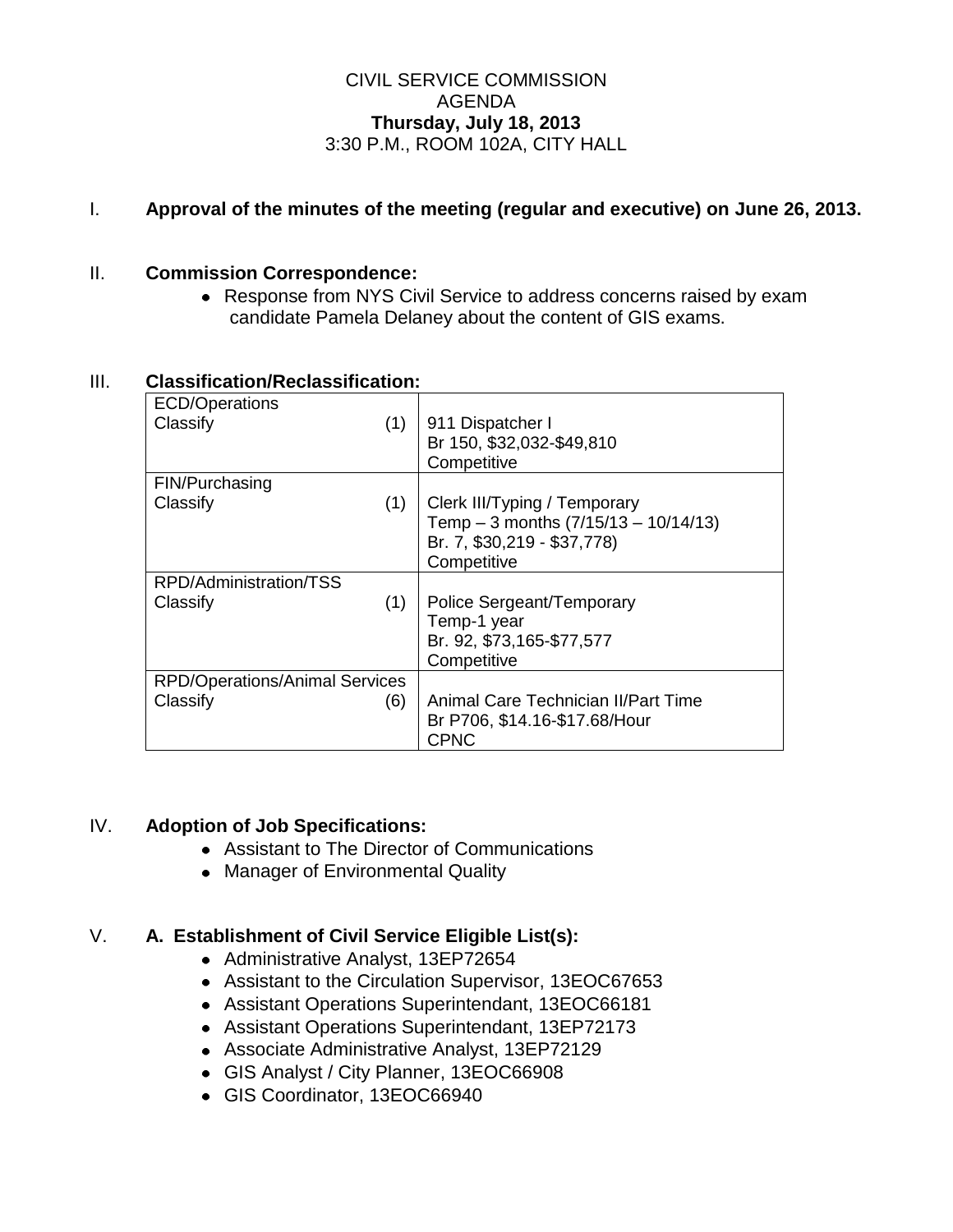CIVIL SERVICE COMMISSION
AGENDA
**Thursday, July 18, 2013**
3:30 P.M., ROOM 102A, CITY HALL

I. **Approval of the minutes of the meeting (regular and executive) on June 26, 2013.**

II. **Commission Correspondence:**

- Response from NYS Civil Service to address concerns raised by exam candidate Pamela Delaney about the content of GIS exams.

III. **Classification/Reclassification:**

| | |
|---|---|
| ECD/Operations<br>Classify (1) | 911 Dispatcher I<br>Br 150, $32,032-$49,810<br>Competitive |
| FIN/Purchasing<br>Classify (1) | Clerk III/Typing / Temporary<br>Temp – 3 months (7/15/13 – 10/14/13)<br>Br. 7, $30,219 - $37,778)<br>Competitive |
| RPD/Administration/TSS<br>Classify (1) | Police Sergeant/Temporary<br>Temp-1 year<br>Br. 92, $73,165-$77,577<br>Competitive |
| RPD/Operations/Animal Services<br>Classify (6) | Animal Care Technician II/Part Time<br>Br P706, $14.16-$17.68/Hour<br>CPNC |

IV. **Adoption of Job Specifications:**

- Assistant to The Director of Communications
- Manager of Environmental Quality

V. **A. Establishment of Civil Service Eligible List(s):**

- Administrative Analyst, 13EP72654
- Assistant to the Circulation Supervisor, 13EOC67653
- Assistant Operations Superintendant, 13EOC66181
- Assistant Operations Superintendant, 13EP72173
- Associate Administrative Analyst, 13EP72129
- GIS Analyst / City Planner, 13EOC66908
- GIS Coordinator, 13EOC66940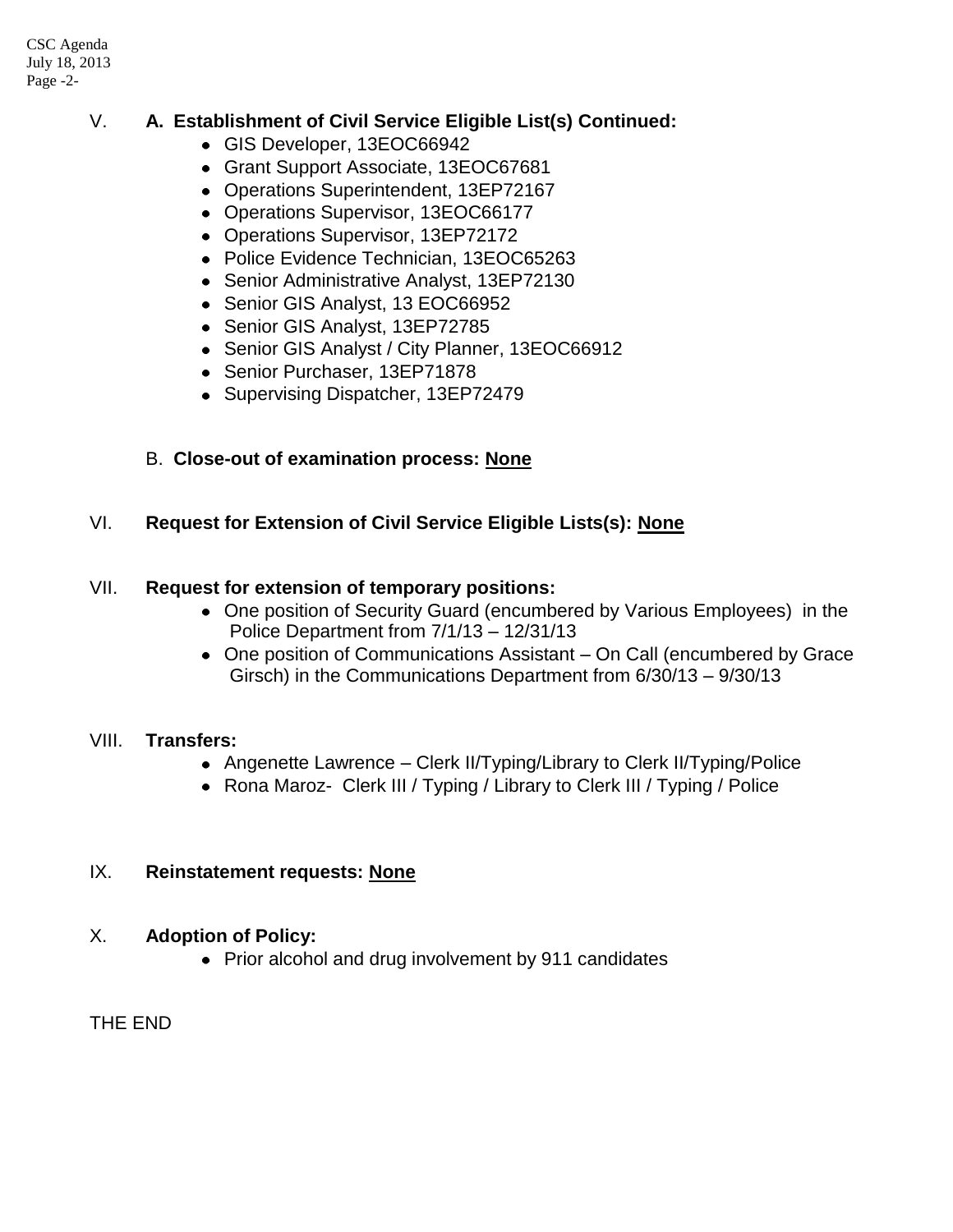V. **A. Establishment of Civil Service Eligible List(s) Continued:**

- GIS Developer, 13EOC66942
- Grant Support Associate, 13EOC67681
- Operations Superintendent, 13EP72167
- Operations Supervisor, 13EOC66177
- Operations Supervisor, 13EP72172
- Police Evidence Technician, 13EOC65263
- Senior Administrative Analyst, 13EP72130
- Senior GIS Analyst, 13 EOC66952
- Senior GIS Analyst, 13EP72785
- Senior GIS Analyst / City Planner, 13EOC66912
- Senior Purchaser, 13EP71878
- Supervising Dispatcher, 13EP72479

B. **Close-out of examination process: None**

VI. **Request for Extension of Civil Service Eligible Lists(s): None**

VII. **Request for extension of temporary positions:**

- One position of Security Guard (encumbered by Various Employees) in the Police Department from 7/1/13 – 12/31/13
- One position of Communications Assistant – On Call (encumbered by Grace Girsch) in the Communications Department from 6/30/13 – 9/30/13

VIII. **Transfers:**

- Angenette Lawrence – Clerk II/Typing/Library to Clerk II/Typing/Police
- Rona Maroz- Clerk III / Typing / Library to Clerk III / Typing / Police

IX. **Reinstatement requests: None**

X. **Adoption of Policy:**

- Prior alcohol and drug involvement by 911 candidates

THE END